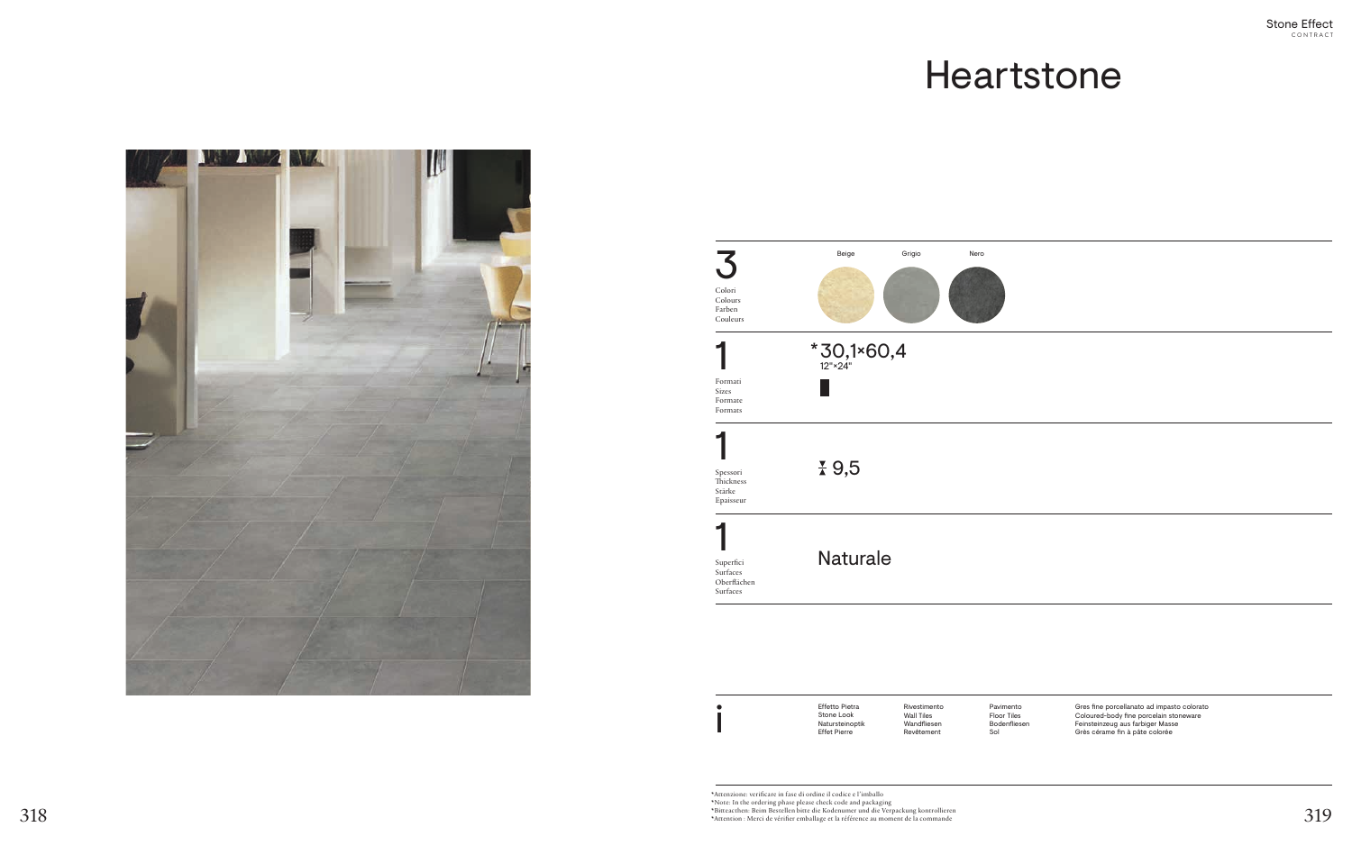Stone Effect
CONTRACT

# Heartstone

| | |
|---|---|
| **3** Colori / Colours / Farben / Couleurs | Beige, Grigio, Nero |
| **1** Formati / Sizes / Formate / Formats | *30,1×60,4 (12"×24") |
| **1** Spessori / Thickness / Stärke / Epaisseur | 9,5 |
| **1** Superfici / Surfaces / Oberflächen / Surfaces | Naturale |

**i**

| | | | |
|---|---|---|---|
| Effetto Pietra | Rivestimento | Pavimento | Gres fine porcellanato ad impasto colorato |
| Stone Look | Wall Tiles | Floor Tiles | Coloured-body fine porcelain stoneware |
| Natursteinoptik | Wandfliesen | Bodenfliesen | Feinsteinzeug aus farbiger Masse |
| Effet Pierre | Revêtement | Sol | Grès cérame fin à pâte colorée |

*Attenzione: verificare in fase di ordine il codice e l'imballo
*Note: In the ordering phase please check code and packaging
*Bitteacthen: Beim Bestellen bitte die Kodenumer und die Verpackung kontrollieren
*Attention : Merci de vérifier emballage et la référence au moment de la commande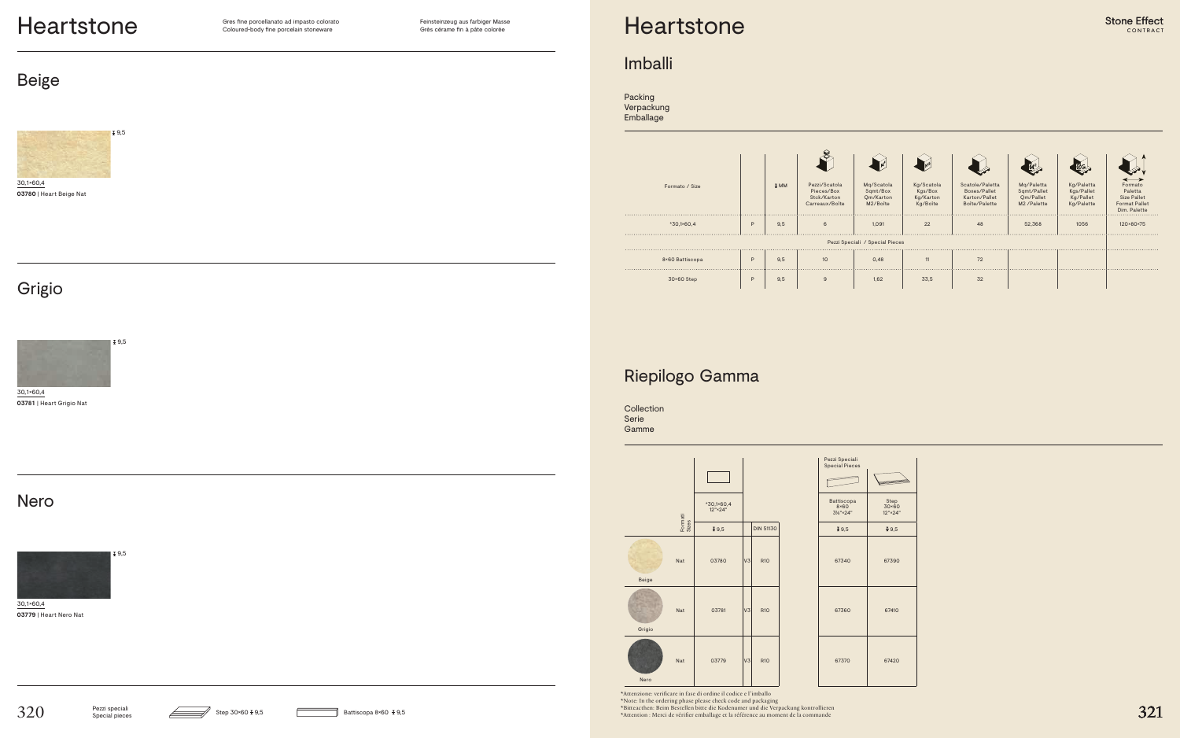# Heartstone

Gres fine porcellanato ad impasto colorato
Coloured-body fine porcelain stoneware

Feinsteinzeug aus farbiger Masse
Grès cérame fin à pâte colorée

## Beige

30,1×60,4 — 9,5
**03780** | Heart Beige Nat

## Grigio

30,1×60,4 — 9,5
**03781** | Heart Grigio Nat

## Nero

30,1×60,4 — 9,5
**03779** | Heart Nero Nat

Pezzi speciali
Special pieces

Step 30×60 — 9,5

Battiscopa 8×60 — 9,5

# Heartstone

Stone Effect
CONTRACT

## Imballi

Packing
Verpackung
Emballage

| Formato / Size | | MM | Pezzi/Scatola Pieces/Box Stck/Karton Carreaux/Boîte | Mq/Scatola Sqmt/Box Qm/Karton M2/Boîte | Kg/Scatola Kgs/Box Kg/Karton Kg/Boîte | Scatole/Paletta Boxes/Pallet Karton/Pallet Boîte/Palette | Mq/Paletta Sqmt/Pallet Qm/Pallet M2 /Palette | Kg/Paletta Kgs/Pallet Kg/Pallet Kg/Palette | Formato Paletta Size Pallet Format Pallet Dim. Palette |
|---|---|---|---|---|---|---|---|---|---|
| *30,1×60,4 | P | 9,5 | 6 | 1,091 | 22 | 48 | 52,368 | 1056 | 120×80×75 |
| Pezzi Speciali / Special Pieces | | | | | | | | | |
| 8×60 Battiscopa | P | 9,5 | 10 | 0,48 | 11 | 72 | | | |
| 30×60 Step | P | 9,5 | 9 | 1,62 | 33,5 | 32 | | | |

## Riepilogo Gamma

Collection
Serie
Gamme

| | Formati Sizes | *30,1×60,4 12"×24" | | | Pezzi Speciali / Special Pieces: Battiscopa 8×60 3¼"×24" | Step 30×60 12"×24" |
|---|---|---|---|---|---|---|
| | | 9,5 | | DIN 51130 | 9,5 | 9,5 |
| Beige | Nat | 03780 | V3 | R10 | 67340 | 67390 |
| Grigio | Nat | 03781 | V3 | R10 | 67360 | 67410 |
| Nero | Nat | 03779 | V3 | R10 | 67370 | 67420 |

*Attenzione: verificare in fase di ordine il codice e l'imballo
*Note: In the ordering phase please check code and packaging
*Bitteachten: Beim Bestellen bitte die Kodenumer und die Verpackung kontrollieren
*Attention : Merci de vérifier emballage et la référence au moment de la commande